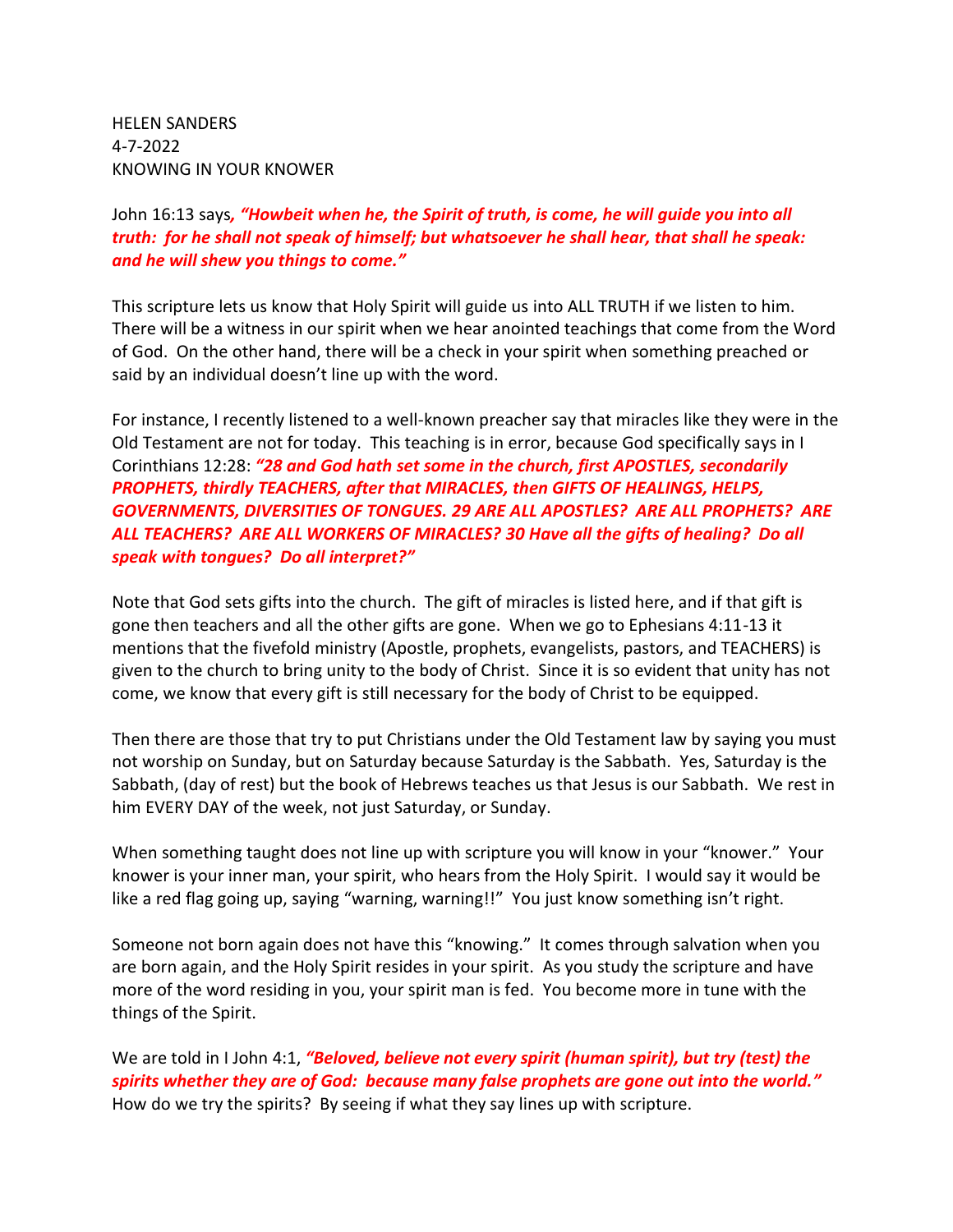HELEN SANDERS
4-7-2022
KNOWING IN YOUR KNOWER

John 16:13 says***, "Howbeit when he, the Spirit of truth, is come, he will guide you into all truth: for he shall not speak of himself; but whatsoever he shall hear, that shall he speak: and he will shew you things to come."***

This scripture lets us know that Holy Spirit will guide us into ALL TRUTH if we listen to him. There will be a witness in our spirit when we hear anointed teachings that come from the Word of God. On the other hand, there will be a check in your spirit when something preached or said by an individual doesn't line up with the word.

For instance, I recently listened to a well-known preacher say that miracles like they were in the Old Testament are not for today. This teaching is in error, because God specifically says in I Corinthians 12:28: ***"28 and God hath set some in the church, first APOSTLES, secondarily PROPHETS, thirdly TEACHERS, after that MIRACLES, then GIFTS OF HEALINGS, HELPS, GOVERNMENTS, DIVERSITIES OF TONGUES. 29 ARE ALL APOSTLES? ARE ALL PROPHETS? ARE ALL TEACHERS? ARE ALL WORKERS OF MIRACLES? 30 Have all the gifts of healing? Do all speak with tongues? Do all interpret?"***

Note that God sets gifts into the church. The gift of miracles is listed here, and if that gift is gone then teachers and all the other gifts are gone. When we go to Ephesians 4:11-13 it mentions that the fivefold ministry (Apostle, prophets, evangelists, pastors, and TEACHERS) is given to the church to bring unity to the body of Christ. Since it is so evident that unity has not come, we know that every gift is still necessary for the body of Christ to be equipped.

Then there are those that try to put Christians under the Old Testament law by saying you must not worship on Sunday, but on Saturday because Saturday is the Sabbath. Yes, Saturday is the Sabbath, (day of rest) but the book of Hebrews teaches us that Jesus is our Sabbath. We rest in him EVERY DAY of the week, not just Saturday, or Sunday.

When something taught does not line up with scripture you will know in your "knower." Your knower is your inner man, your spirit, who hears from the Holy Spirit. I would say it would be like a red flag going up, saying "warning, warning!!" You just know something isn't right.

Someone not born again does not have this "knowing." It comes through salvation when you are born again, and the Holy Spirit resides in your spirit. As you study the scripture and have more of the word residing in you, your spirit man is fed. You become more in tune with the things of the Spirit.

We are told in I John 4:1, ***"Beloved, believe not every spirit (human spirit), but try (test) the spirits whether they are of God: because many false prophets are gone out into the world."*** How do we try the spirits? By seeing if what they say lines up with scripture.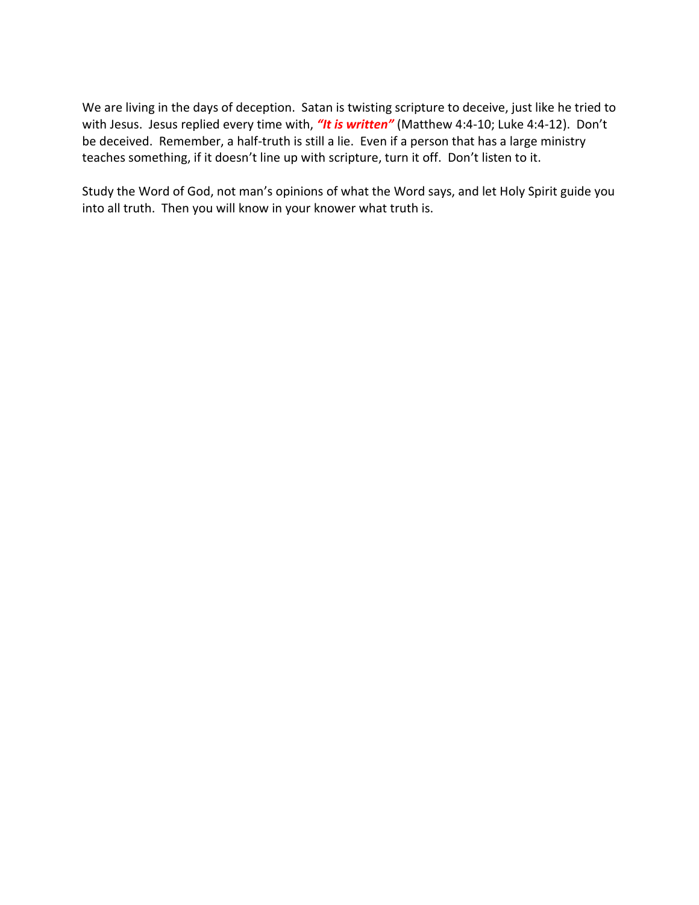We are living in the days of deception. Satan is twisting scripture to deceive, just like he tried to with Jesus. Jesus replied every time with, ***"It is written"*** (Matthew 4:4-10; Luke 4:4-12). Don't be deceived. Remember, a half-truth is still a lie. Even if a person that has a large ministry teaches something, if it doesn't line up with scripture, turn it off. Don't listen to it.

Study the Word of God, not man's opinions of what the Word says, and let Holy Spirit guide you into all truth. Then you will know in your knower what truth is.